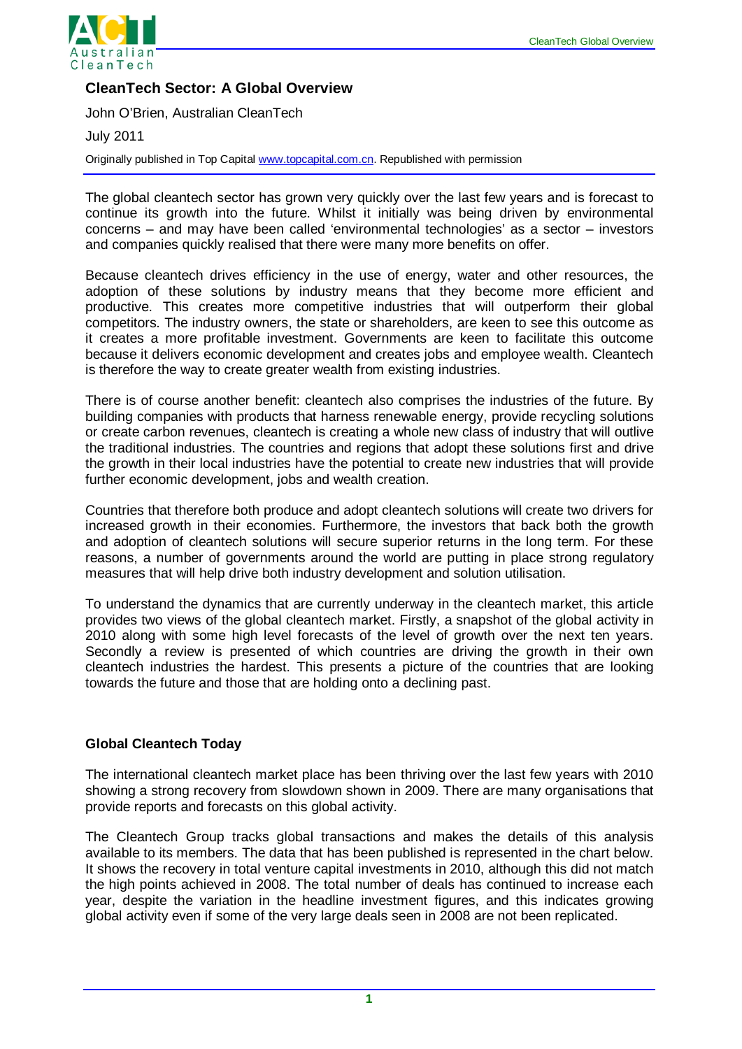# CleanTech Sector: A Global Overview

John O'Brien, Australian CleanTech

July 2011

Originally published in Top Capital www.topcapital.com.cn. Republished with permission

The global cleantech sector has grown very quickly over the last few years and is forecast to continue its growth into the future. Whilst it initially was being driven by environmental concerns – and may have been called 'environmental technologies' as a sector – investors and companies quickly realised that there were many more benefits on offer.

Because cleantech drives efficiency in the use of energy, water and other resources, the adoption of these solutions by industry means that they become more efficient and productive. This creates more competitive industries that will outperform their global competitors. The industry owners, the state or shareholders, are keen to see this outcome as it creates a more profitable investment. Governments are keen to facilitate this outcome because it delivers economic development and creates jobs and employee wealth. Cleantech is therefore the way to create greater wealth from existing industries.

There is of course another benefit: cleantech also comprises the industries of the future. By building companies with products that harness renewable energy, provide recycling solutions or create carbon revenues, cleantech is creating a whole new class of industry that will outlive the traditional industries. The countries and regions that adopt these solutions first and drive the growth in their local industries have the potential to create new industries that will provide further economic development, jobs and wealth creation.

Countries that therefore both produce and adopt cleantech solutions will create two drivers for increased growth in their economies. Furthermore, the investors that back both the growth and adoption of cleantech solutions will secure superior returns in the long term. For these reasons, a number of governments around the world are putting in place strong regulatory measures that will help drive both industry development and solution utilisation.

To understand the dynamics that are currently underway in the cleantech market, this article provides two views of the global cleantech market. Firstly, a snapshot of the global activity in 2010 along with some high level forecasts of the level of growth over the next ten years. Secondly a review is presented of which countries are driving the growth in their own cleantech industries the hardest. This presents a picture of the countries that are looking towards the future and those that are holding onto a declining past.

## Global Cleantech Today

The international cleantech market place has been thriving over the last few years with 2010 showing a strong recovery from slowdown shown in 2009. There are many organisations that provide reports and forecasts on this global activity.

The Cleantech Group tracks global transactions and makes the details of this analysis available to its members. The data that has been published is represented in the chart below. It shows the recovery in total venture capital investments in 2010, although this did not match the high points achieved in 2008. The total number of deals has continued to increase each year, despite the variation in the headline investment figures, and this indicates growing global activity even if some of the very large deals seen in 2008 are not been replicated.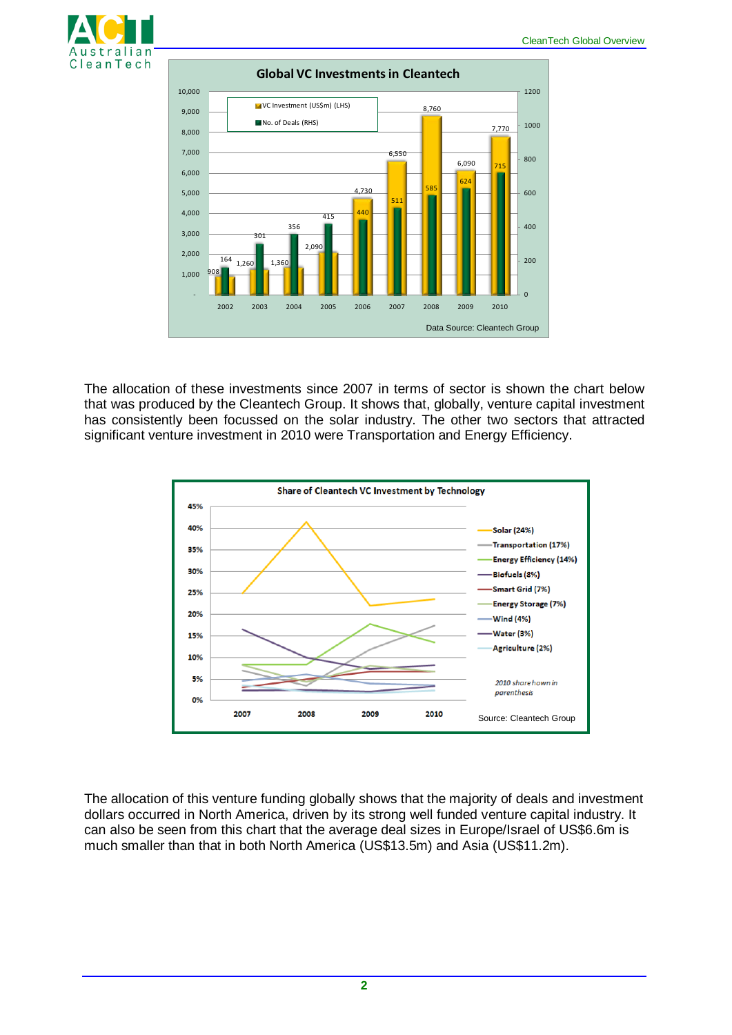**Global VC Investments in Cleantech**

| Year | VC Investment (US$m) (LHS) | No. of Deals (RHS) |
|---|---|---|
| 2002 | 908 | 164 |
| 2003 | 1,260 | 301 |
| 2004 | 1,360 | 356 |
| 2005 | 2,090 | 415 |
| 2006 | 4,730 | 440 |
| 2007 | 6,550 | 511 |
| 2008 | 8,760 | 585 |
| 2009 | 6,090 | 624 |
| 2010 | 7,770 | 715 |

Data Source: Cleantech Group

The allocation of these investments since 2007 in terms of sector is shown the chart below that was produced by the Cleantech Group. It shows that, globally, venture capital investment has consistently been focussed on the solar industry. The other two sectors that attracted significant venture investment in 2010 were Transportation and Energy Efficiency.

**Share of Cleantech VC Investment by Technology**

Solar (24%), Transportation (17%), Energy Efficiency (14%), Biofuels (8%), Smart Grid (7%), Energy Storage (7%), Wind (4%), Water (3%), Agriculture (2%)

*2010 share shown in parenthesis*

Source: Cleantech Group

The allocation of this venture funding globally shows that the majority of deals and investment dollars occurred in North America, driven by its strong well funded venture capital industry. It can also be seen from this chart that the average deal sizes in Europe/Israel of US$6.6m is much smaller than that in both North America (US$13.5m) and Asia (US$11.2m).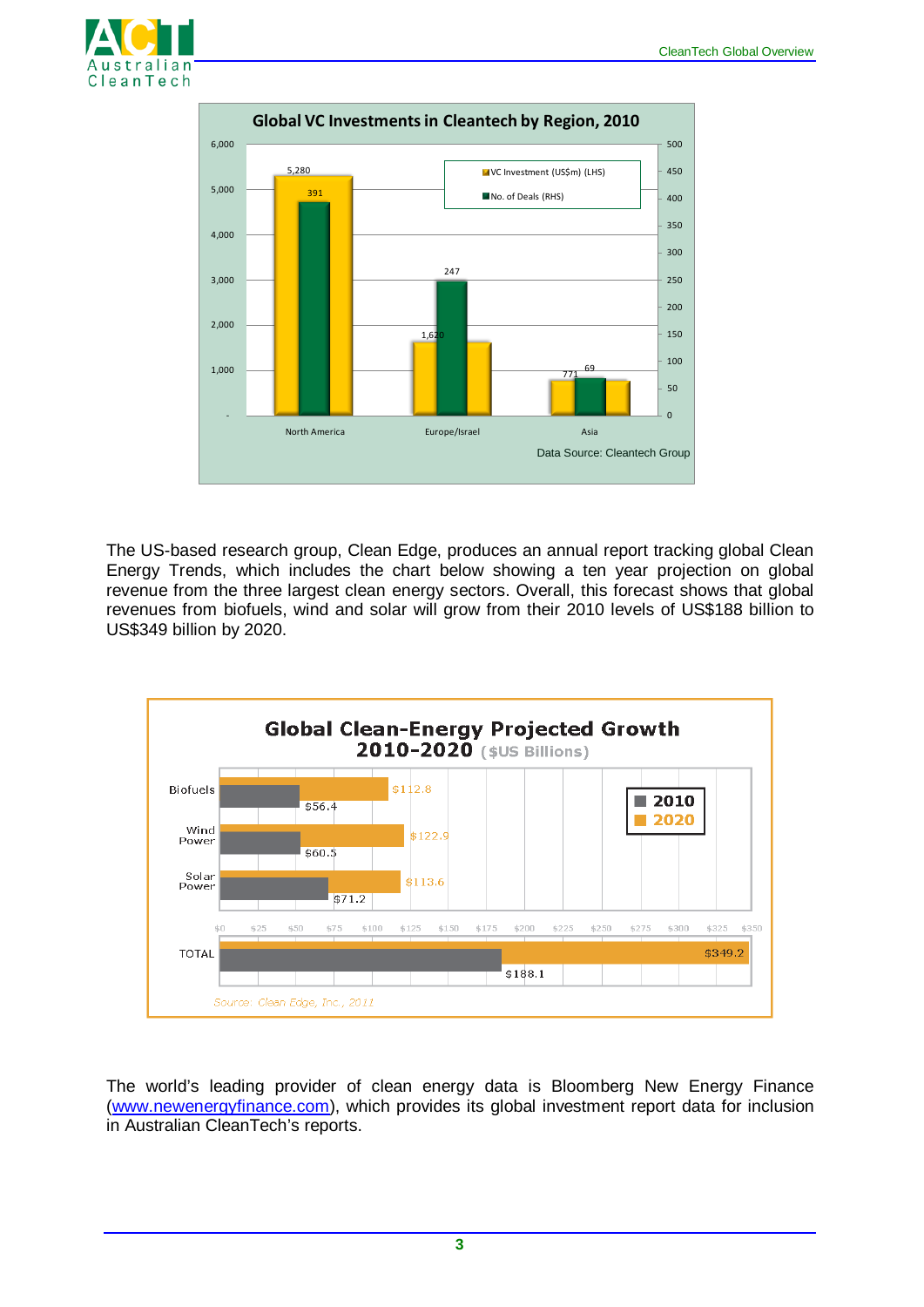**Global VC Investments in Cleantech by Region, 2010**

| Region | VC Investment (US$m) (LHS) | No. of Deals (RHS) |
|---|---|---|
| North America | 5,280 | 391 |
| Europe/Israel | 1,620 | 247 |
| Asia | 771 | 69 |

Data Source: Cleantech Group

The US-based research group, Clean Edge, produces an annual report tracking global Clean Energy Trends, which includes the chart below showing a ten year projection on global revenue from the three largest clean energy sectors. Overall, this forecast shows that global revenues from biofuels, wind and solar will grow from their 2010 levels of US$188 billion to US$349 billion by 2020.

**Global Clean-Energy Projected Growth 2010-2020** ($US Billions)

| | 2010 | 2020 |
|---|---|---|
| Biofuels | $56.4 | $112.8 |
| Wind Power | $60.5 | $122.9 |
| Solar Power | $71.2 | $113.6 |
| TOTAL | $188.1 | $349.2 |

Source: Clean Edge, Inc., 2011

The world's leading provider of clean energy data is Bloomberg New Energy Finance (www.newenergyfinance.com), which provides its global investment report data for inclusion in Australian CleanTech's reports.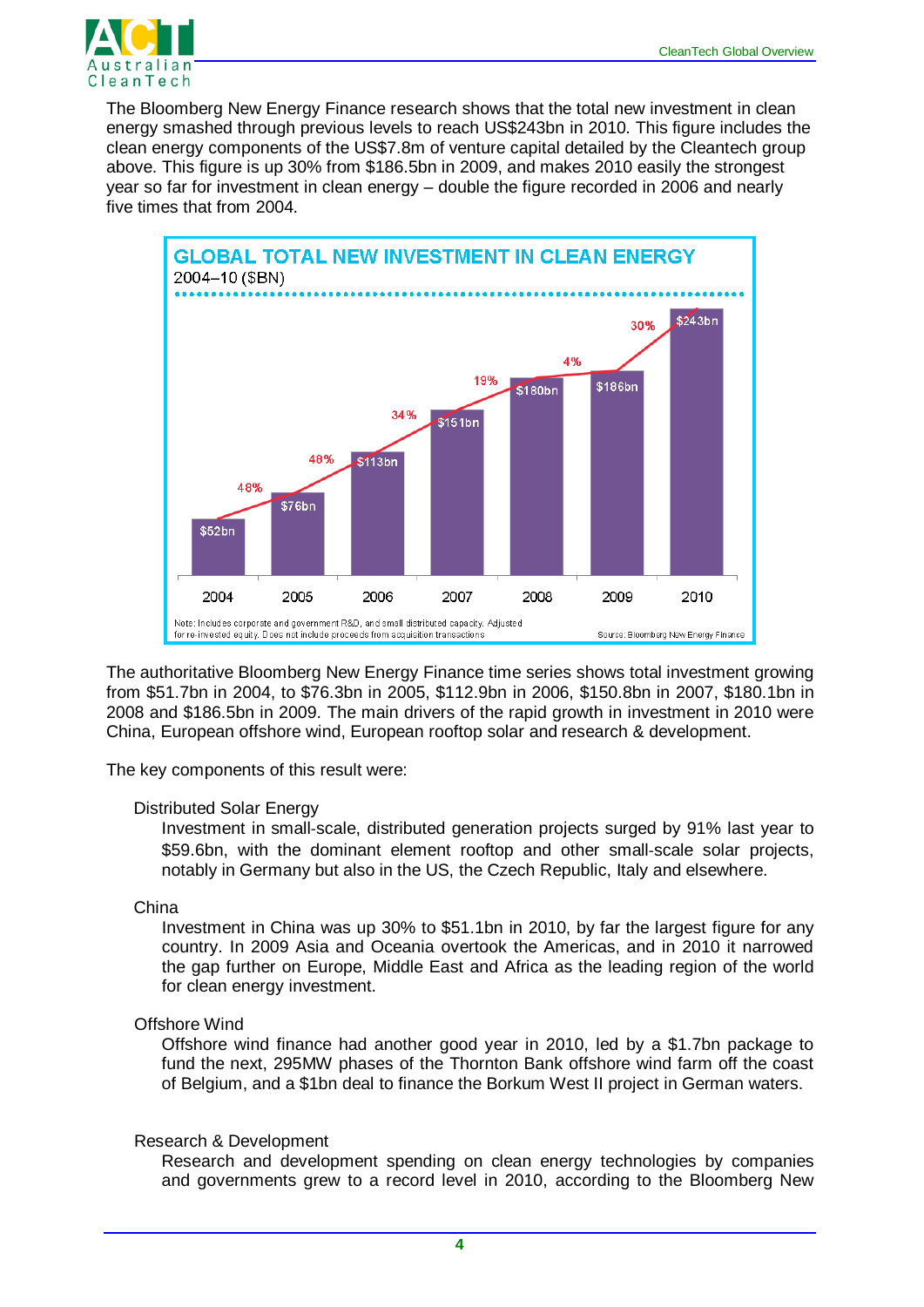The Bloomberg New Energy Finance research shows that the total new investment in clean energy smashed through previous levels to reach US$243bn in 2010. This figure includes the clean energy components of the US$7.8m of venture capital detailed by the Cleantech group above. This figure is up 30% from $186.5bn in 2009, and makes 2010 easily the strongest year so far for investment in clean energy – double the figure recorded in 2006 and nearly five times that from 2004.

**GLOBAL TOTAL NEW INVESTMENT IN CLEAN ENERGY**
2004–10 ($BN)

| Year | Investment | Growth |
|---|---|---|
| 2004 | $52bn | |
| 2005 | $76bn | 48% |
| 2006 | $113bn | 48% |
| 2007 | $151bn | 34% |
| 2008 | $180bn | 19% |
| 2009 | $186bn | 4% |
| 2010 | $243bn | 30% |

Note: Includes corporate and government R&D, and small distributed capacity. Adjusted for re-invested equity. Does not include proceeds from acquisition transactions

Source: Bloomberg New Energy Finance

The authoritative Bloomberg New Energy Finance time series shows total investment growing from $51.7bn in 2004, to $76.3bn in 2005, $112.9bn in 2006, $150.8bn in 2007, $180.1bn in 2008 and $186.5bn in 2009. The main drivers of the rapid growth in investment in 2010 were China, European offshore wind, European rooftop solar and research & development.

The key components of this result were:

Distributed Solar Energy

Investment in small-scale, distributed generation projects surged by 91% last year to $59.6bn, with the dominant element rooftop and other small-scale solar projects, notably in Germany but also in the US, the Czech Republic, Italy and elsewhere.

China

Investment in China was up 30% to $51.1bn in 2010, by far the largest figure for any country. In 2009 Asia and Oceania overtook the Americas, and in 2010 it narrowed the gap further on Europe, Middle East and Africa as the leading region of the world for clean energy investment.

Offshore Wind

Offshore wind finance had another good year in 2010, led by a $1.7bn package to fund the next, 295MW phases of the Thornton Bank offshore wind farm off the coast of Belgium, and a $1bn deal to finance the Borkum West II project in German waters.

Research & Development

Research and development spending on clean energy technologies by companies and governments grew to a record level in 2010, according to the Bloomberg New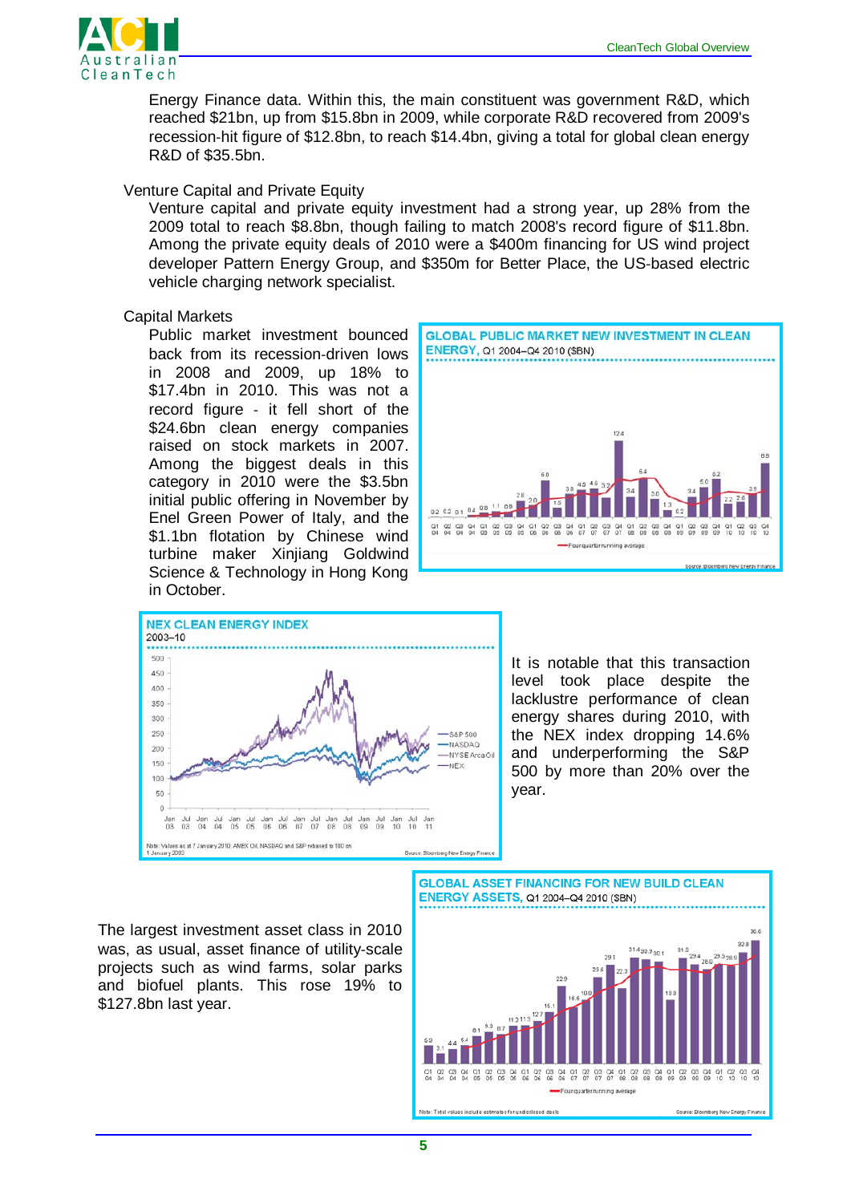Energy Finance data. Within this, the main constituent was government R&D, which reached $21bn, up from $15.8bn in 2009, while corporate R&D recovered from 2009's recession-hit figure of $12.8bn, to reach $14.4bn, giving a total for global clean energy R&D of $35.5bn.

### Venture Capital and Private Equity

Venture capital and private equity investment had a strong year, up 28% from the 2009 total to reach $8.8bn, though failing to match 2008's record figure of $11.8bn. Among the private equity deals of 2010 were a $400m financing for US wind project developer Pattern Energy Group, and $350m for Better Place, the US-based electric vehicle charging network specialist.

### Capital Markets

Public market investment bounced back from its recession-driven lows in 2008 and 2009, up 18% to $17.4bn in 2010. This was not a record figure - it fell short of the $24.6bn clean energy companies raised on stock markets in 2007. Among the biggest deals in this category in 2010 were the $3.5bn initial public offering in November by Enel Green Power of Italy, and the $1.1bn flotation by Chinese wind turbine maker Xinjiang Goldwind Science & Technology in Hong Kong in October.

**GLOBAL PUBLIC MARKET NEW INVESTMENT IN CLEAN ENERGY,** Q1 2004–Q4 2010 ($BN)

**NEX CLEAN ENERGY INDEX** 2003–10

It is notable that this transaction level took place despite the lacklustre performance of clean energy shares during 2010, with the NEX index dropping 14.6% and underperforming the S&P 500 by more than 20% over the year.

The largest investment asset class in 2010 was, as usual, asset finance of utility-scale projects such as wind farms, solar parks and biofuel plants. This rose 19% to $127.8bn last year.

**GLOBAL ASSET FINANCING FOR NEW BUILD CLEAN ENERGY ASSETS,** Q1 2004–Q4 2010 ($BN)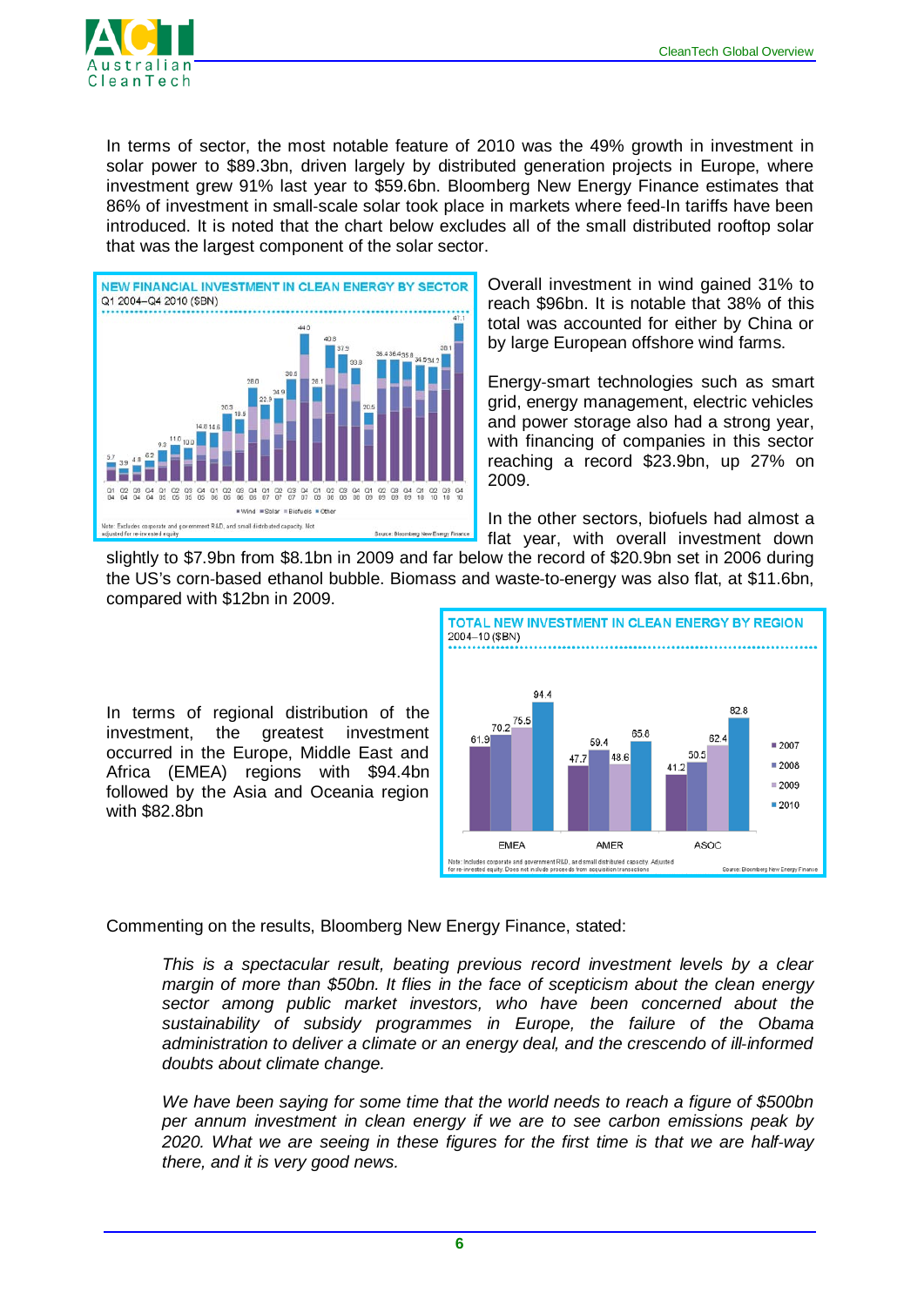In terms of sector, the most notable feature of 2010 was the 49% growth in investment in solar power to \$89.3bn, driven largely by distributed generation projects in Europe, where investment grew 91% last year to \$59.6bn. Bloomberg New Energy Finance estimates that 86% of investment in small-scale solar took place in markets where feed-In tariffs have been introduced. It is noted that the chart below excludes all of the small distributed rooftop solar that was the largest component of the solar sector.

**NEW FINANCIAL INVESTMENT IN CLEAN ENERGY BY SECTOR**
Q1 2004–Q4 2010 (\$BN)

Note: Excludes corporate and government R&D, and small distributed capacity. Not adjusted for re-invested equity. Source: Bloomberg New Energy Finance

Overall investment in wind gained 31% to reach \$96bn. It is notable that 38% of this total was accounted for either by China or by large European offshore wind farms.

Energy-smart technologies such as smart grid, energy management, electric vehicles and power storage also had a strong year, with financing of companies in this sector reaching a record \$23.9bn, up 27% on 2009.

In the other sectors, biofuels had almost a flat year, with overall investment down slightly to \$7.9bn from \$8.1bn in 2009 and far below the record of \$20.9bn set in 2006 during the US's corn-based ethanol bubble. Biomass and waste-to-energy was also flat, at \$11.6bn, compared with \$12bn in 2009.

In terms of regional distribution of the investment, the greatest investment occurred in the Europe, Middle East and Africa (EMEA) regions with \$94.4bn followed by the Asia and Oceania region with \$82.8bn

**TOTAL NEW INVESTMENT IN CLEAN ENERGY BY REGION**
2004–10 (\$BN)

| Region | 2007 | 2008 | 2009 | 2010 |
|---|---|---|---|---|
| EMEA | 61.9 | 70.2 | 75.5 | 94.4 |
| AMER | 47.7 | 59.4 | 48.6 | 65.8 |
| ASOC | 41.2 | 50.5 | 62.4 | 82.8 |

Note: Includes corporate and government R&D, and small distributed capacity. Adjusted for re-invested equity. Does not include proceeds from acquisition transactions. Source: Bloomberg New Energy Finance

Commenting on the results, Bloomberg New Energy Finance, stated:

> *This is a spectacular result, beating previous record investment levels by a clear margin of more than \$50bn. It flies in the face of scepticism about the clean energy sector among public market investors, who have been concerned about the sustainability of subsidy programmes in Europe, the failure of the Obama administration to deliver a climate or an energy deal, and the crescendo of ill-informed doubts about climate change.*
>
> *We have been saying for some time that the world needs to reach a figure of \$500bn per annum investment in clean energy if we are to see carbon emissions peak by 2020. What we are seeing in these figures for the first time is that we are half-way there, and it is very good news.*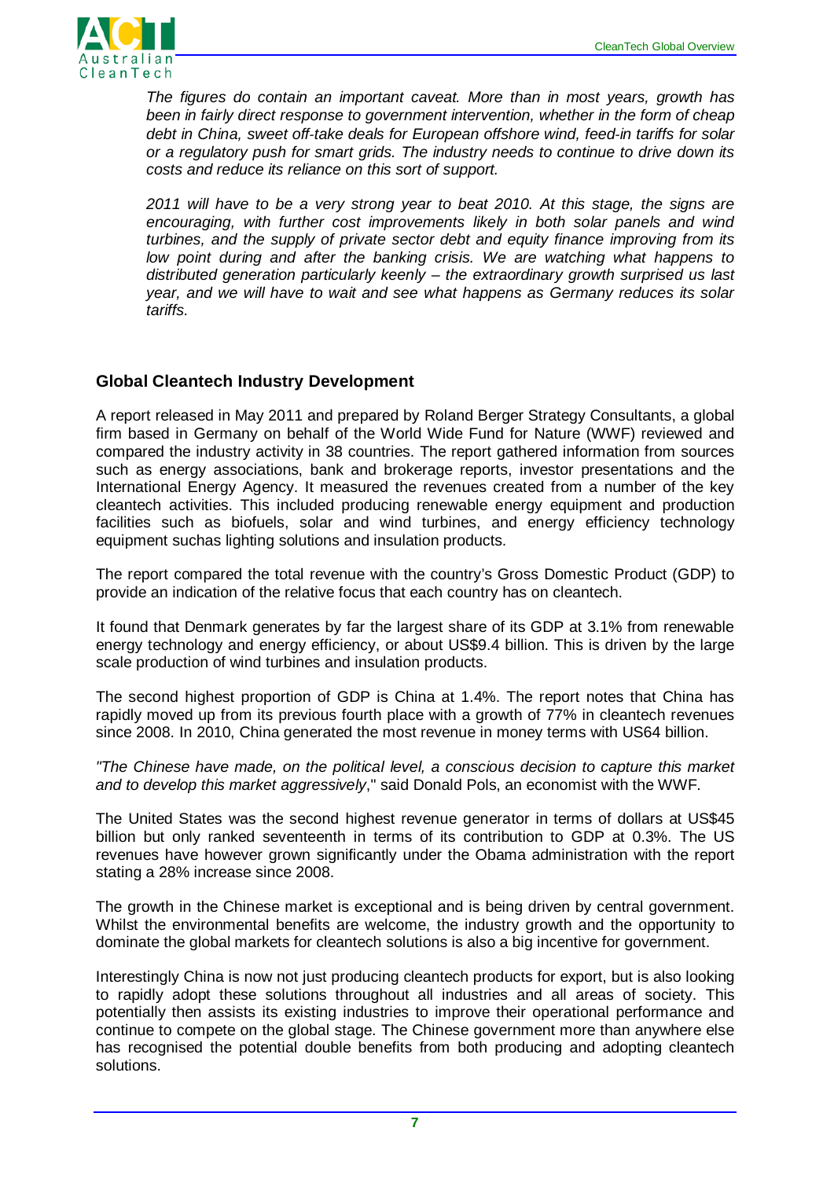*The figures do contain an important caveat. More than in most years, growth has been in fairly direct response to government intervention, whether in the form of cheap debt in China, sweet off-take deals for European offshore wind, feed-in tariffs for solar or a regulatory push for smart grids. The industry needs to continue to drive down its costs and reduce its reliance on this sort of support.*

*2011 will have to be a very strong year to beat 2010. At this stage, the signs are encouraging, with further cost improvements likely in both solar panels and wind turbines, and the supply of private sector debt and equity finance improving from its low point during and after the banking crisis. We are watching what happens to distributed generation particularly keenly – the extraordinary growth surprised us last year, and we will have to wait and see what happens as Germany reduces its solar tariffs.*

## Global Cleantech Industry Development

A report released in May 2011 and prepared by Roland Berger Strategy Consultants, a global firm based in Germany on behalf of the World Wide Fund for Nature (WWF) reviewed and compared the industry activity in 38 countries. The report gathered information from sources such as energy associations, bank and brokerage reports, investor presentations and the International Energy Agency. It measured the revenues created from a number of the key cleantech activities. This included producing renewable energy equipment and production facilities such as biofuels, solar and wind turbines, and energy efficiency technology equipment suchas lighting solutions and insulation products.

The report compared the total revenue with the country's Gross Domestic Product (GDP) to provide an indication of the relative focus that each country has on cleantech.

It found that Denmark generates by far the largest share of its GDP at 3.1% from renewable energy technology and energy efficiency, or about US$9.4 billion. This is driven by the large scale production of wind turbines and insulation products.

The second highest proportion of GDP is China at 1.4%. The report notes that China has rapidly moved up from its previous fourth place with a growth of 77% in cleantech revenues since 2008. In 2010, China generated the most revenue in money terms with US64 billion.

*"The Chinese have made, on the political level, a conscious decision to capture this market and to develop this market aggressively*," said Donald Pols, an economist with the WWF.

The United States was the second highest revenue generator in terms of dollars at US$45 billion but only ranked seventeenth in terms of its contribution to GDP at 0.3%. The US revenues have however grown significantly under the Obama administration with the report stating a 28% increase since 2008.

The growth in the Chinese market is exceptional and is being driven by central government. Whilst the environmental benefits are welcome, the industry growth and the opportunity to dominate the global markets for cleantech solutions is also a big incentive for government.

Interestingly China is now not just producing cleantech products for export, but is also looking to rapidly adopt these solutions throughout all industries and all areas of society. This potentially then assists its existing industries to improve their operational performance and continue to compete on the global stage. The Chinese government more than anywhere else has recognised the potential double benefits from both producing and adopting cleantech solutions.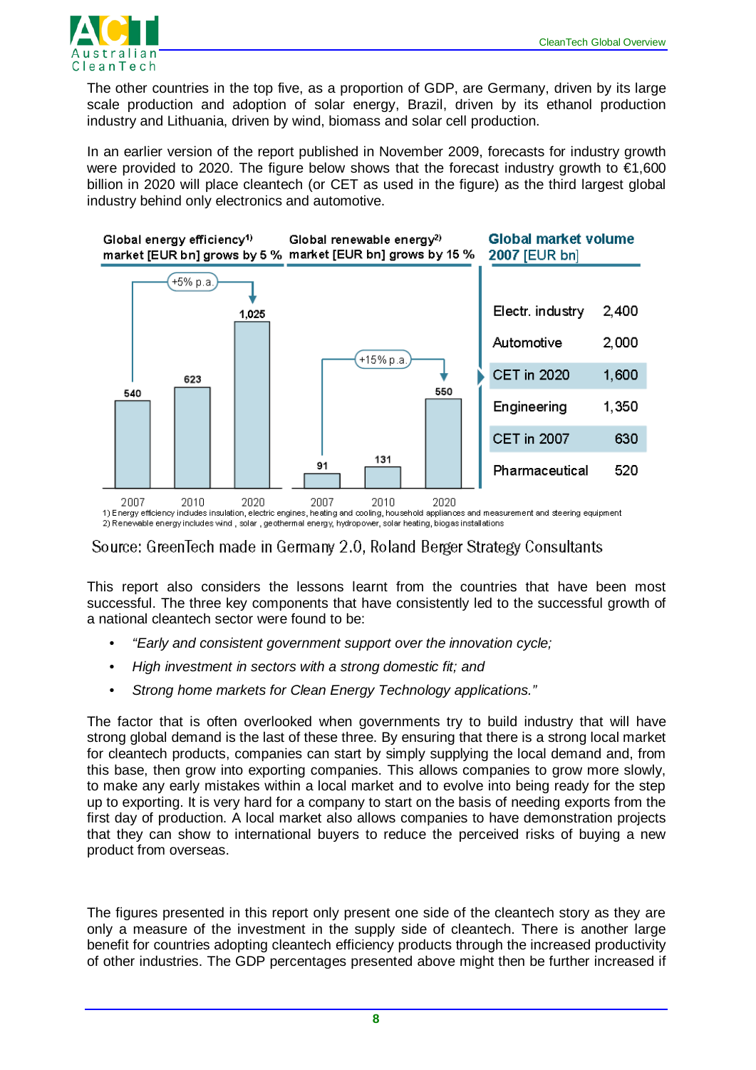The other countries in the top five, as a proportion of GDP, are Germany, driven by its large scale production and adoption of solar energy, Brazil, driven by its ethanol production industry and Lithuania, driven by wind, biomass and solar cell production.

In an earlier version of the report published in November 2009, forecasts for industry growth were provided to 2020. The figure below shows that the forecast industry growth to €1,600 billion in 2020 will place cleantech (or CET as used in the figure) as the third largest global industry behind only electronics and automotive.

Global energy efficiency[1] market [EUR bn] grows by 5 %

| Year | Value |
|---|---|
| 2007 | 540 |
| 2010 | 623 |
| 2020 | 1,025 |

+5% p.a.

Global renewable energy[2] market [EUR bn] grows by 15 %

| Year | Value |
|---|---|
| 2007 | 91 |
| 2010 | 131 |
| 2020 | 550 |

+15% p.a.

**Global market volume 2007** [EUR bn]

| Industry | Volume |
|---|---|
| Electr. industry | 2,400 |
| Automotive | 2,000 |
| CET in 2020 | 1,600 |
| Engineering | 1,350 |
| CET in 2007 | 630 |
| Pharmaceutical | 520 |

1) Energy efficiency includes insulation, electric engines, heating and cooling, household appliances and measurement and steering equipment
2) Renewable energy includes wind , solar , geothermal energy, hydropower, solar heating, biogas installations

Source: GreenTech made in Germany 2.0, Roland Berger Strategy Consultants

This report also considers the lessons learnt from the countries that have been most successful. The three key components that have consistently led to the successful growth of a national cleantech sector were found to be:

- *"Early and consistent government support over the innovation cycle;*
- *High investment in sectors with a strong domestic fit; and*
- *Strong home markets for Clean Energy Technology applications."*

The factor that is often overlooked when governments try to build industry that will have strong global demand is the last of these three. By ensuring that there is a strong local market for cleantech products, companies can start by simply supplying the local demand and, from this base, then grow into exporting companies. This allows companies to grow more slowly, to make any early mistakes within a local market and to evolve into being ready for the step up to exporting. It is very hard for a company to start on the basis of needing exports from the first day of production. A local market also allows companies to have demonstration projects that they can show to international buyers to reduce the perceived risks of buying a new product from overseas.

The figures presented in this report only present one side of the cleantech story as they are only a measure of the investment in the supply side of cleantech. There is another large benefit for countries adopting cleantech efficiency products through the increased productivity of other industries. The GDP percentages presented above might then be further increased if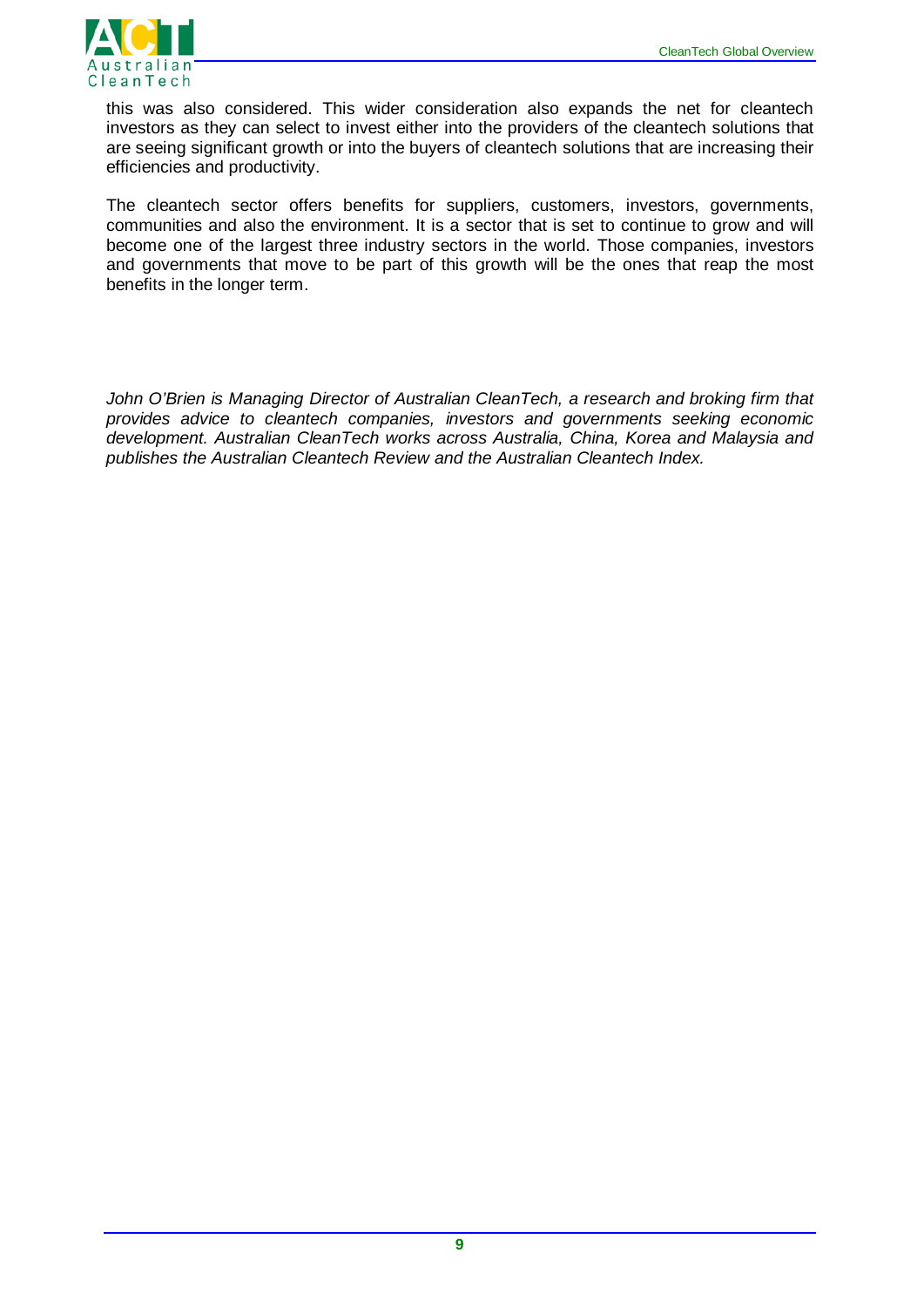this was also considered. This wider consideration also expands the net for cleantech investors as they can select to invest either into the providers of the cleantech solutions that are seeing significant growth or into the buyers of cleantech solutions that are increasing their efficiencies and productivity.

The cleantech sector offers benefits for suppliers, customers, investors, governments, communities and also the environment. It is a sector that is set to continue to grow and will become one of the largest three industry sectors in the world. Those companies, investors and governments that move to be part of this growth will be the ones that reap the most benefits in the longer term.

*John O'Brien is Managing Director of Australian CleanTech, a research and broking firm that provides advice to cleantech companies, investors and governments seeking economic development. Australian CleanTech works across Australia, China, Korea and Malaysia and publishes the Australian Cleantech Review and the Australian Cleantech Index.*